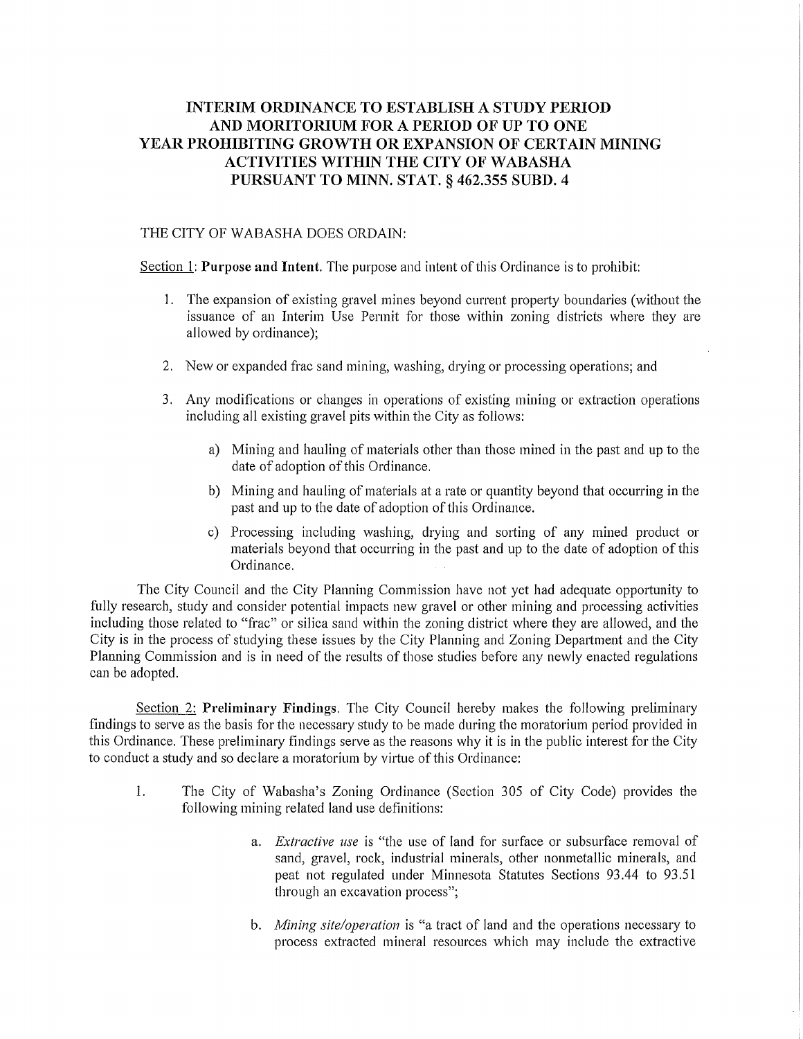# INTERIM ORDINANCE TO ESTABLISH A STUDY PERIOD AND MORITORIUM FOR A PERIOD OF UP TO ONE YEAR PROHIBITING GROWTH OR EXPANSION OF CERTAIN MINING ACTIVITIES WITHIN THE CITY OF WABASHA PURSUANT TO MINN. STAT. § 462.355 SUBD. 4

THE CITY OF WABASHA DOES ORDAIN:

Section 1: **Purpose and Intent.** The purpose and intent of this Ordinance is to prohibit:

1. The expansion of existing gravel mines beyond current property boundaries (without the issuance of an Interim Use Permit for those within zoning districts where they are allowed by ordinance);

2. New or expanded frac sand mining, washing, drying or processing operations; and

3. Any modifications or changes in operations of existing mining or extraction operations including all existing gravel pits within the City as follows:

   a) Mining and hauling of materials other than those mined in the past and up to the date of adoption of this Ordinance.

   b) Mining and hauling of materials at a rate or quantity beyond that occurring in the past and up to the date of adoption of this Ordinance.

   c) Processing including washing, drying and sorting of any mined product or materials beyond that occurring in the past and up to the date of adoption of this Ordinance.

The City Council and the City Planning Commission have not yet had adequate opportunity to fully research, study and consider potential impacts new gravel or other mining and processing activities including those related to "frac" or silica sand within the zoning district where they are allowed, and the City is in the process of studying these issues by the City Planning and Zoning Department and the City Planning Commission and is in need of the results of those studies before any newly enacted regulations can be adopted.

Section 2: **Preliminary Findings.** The City Council hereby makes the following preliminary findings to serve as the basis for the necessary study to be made during the moratorium period provided in this Ordinance. These preliminary findings serve as the reasons why it is in the public interest for the City to conduct a study and so declare a moratorium by virtue of this Ordinance:

1. The City of Wabasha's Zoning Ordinance (Section 305 of City Code) provides the following mining related land use definitions:

   a. *Extractive use* is "the use of land for surface or subsurface removal of sand, gravel, rock, industrial minerals, other nonmetallic minerals, and peat not regulated under Minnesota Statutes Sections 93.44 to 93.51 through an excavation process";

   b. *Mining site/operation* is "a tract of land and the operations necessary to process extracted mineral resources which may include the extractive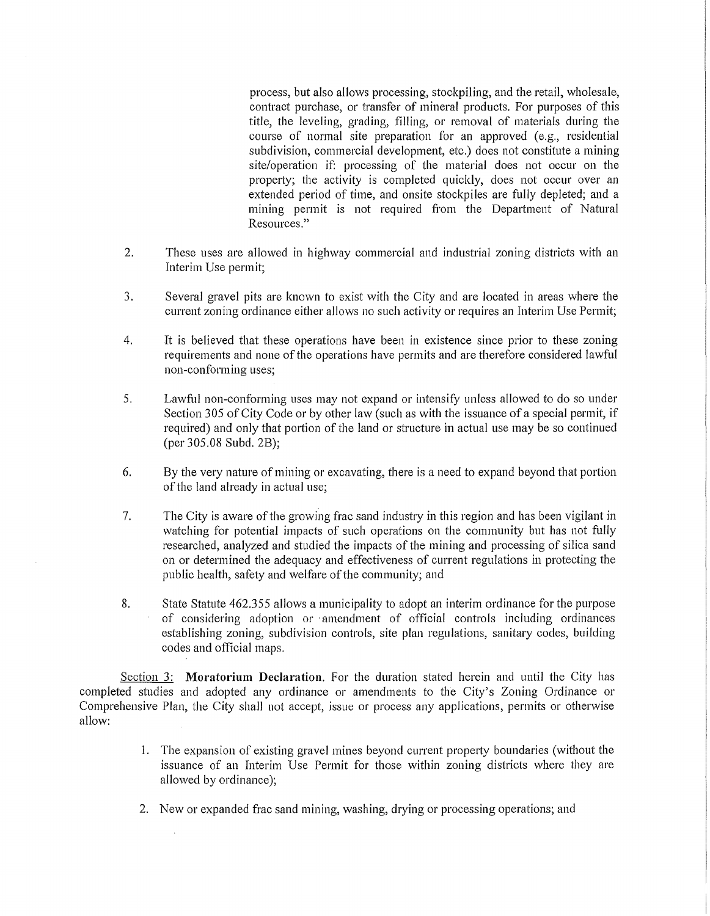process, but also allows processing, stockpiling, and the retail, wholesale, contract purchase, or transfer of mineral products. For purposes of this title, the leveling, grading, filling, or removal of materials during the course of normal site preparation for an approved (e.g., residential subdivision, commercial development, etc.) does not constitute a mining site/operation if: processing of the material does not occur on the property; the activity is completed quickly, does not occur over an extended period of time, and onsite stockpiles are fully depleted; and a mining permit is not required from the Department of Natural Resources."

2. These uses are allowed in highway commercial and industrial zoning districts with an Interim Use permit;

3. Several gravel pits are known to exist with the City and are located in areas where the current zoning ordinance either allows no such activity or requires an Interim Use Permit;

4. It is believed that these operations have been in existence since prior to these zoning requirements and none of the operations have permits and are therefore considered lawful non-conforming uses;

5. Lawful non-conforming uses may not expand or intensify unless allowed to do so under Section 305 of City Code or by other law (such as with the issuance of a special permit, if required) and only that portion of the land or structure in actual use may be so continued (per 305.08 Subd. 2B);

6. By the very nature of mining or excavating, there is a need to expand beyond that portion of the land already in actual use;

7. The City is aware of the growing frac sand industry in this region and has been vigilant in watching for potential impacts of such operations on the community but has not fully researched, analyzed and studied the impacts of the mining and processing of silica sand on or determined the adequacy and effectiveness of current regulations in protecting the public health, safety and welfare of the community; and

8. State Statute 462.355 allows a municipality to adopt an interim ordinance for the purpose of considering adoption or amendment of official controls including ordinances establishing zoning, subdivision controls, site plan regulations, sanitary codes, building codes and official maps.

Section 3: **Moratorium Declaration.** For the duration stated herein and until the City has completed studies and adopted any ordinance or amendments to the City's Zoning Ordinance or Comprehensive Plan, the City shall not accept, issue or process any applications, permits or otherwise allow:

1. The expansion of existing gravel mines beyond current property boundaries (without the issuance of an Interim Use Permit for those within zoning districts where they are allowed by ordinance);

2. New or expanded frac sand mining, washing, drying or processing operations; and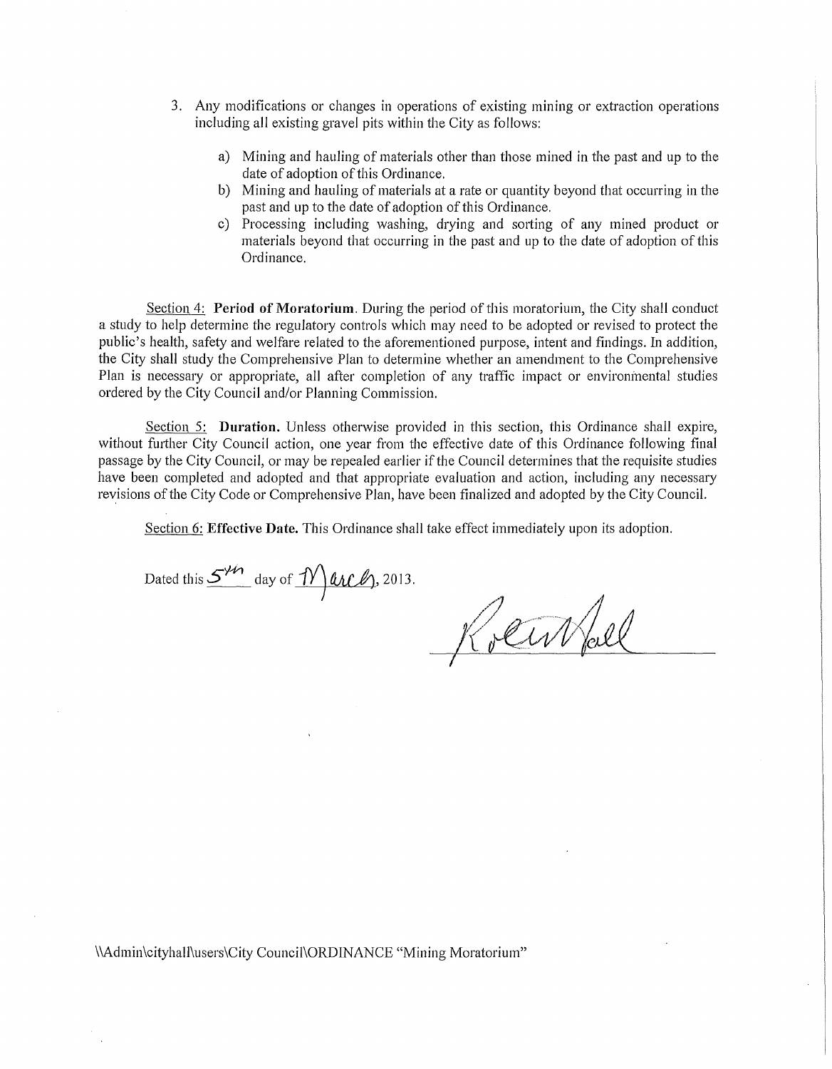3. Any modifications or changes in operations of existing mining or extraction operations including all existing gravel pits within the City as follows:

   a) Mining and hauling of materials other than those mined in the past and up to the date of adoption of this Ordinance.
   b) Mining and hauling of materials at a rate or quantity beyond that occurring in the past and up to the date of adoption of this Ordinance.
   c) Processing including washing, drying and sorting of any mined product or materials beyond that occurring in the past and up to the date of adoption of this Ordinance.

Section 4: **Period of Moratorium**. During the period of this moratorium, the City shall conduct a study to help determine the regulatory controls which may need to be adopted or revised to protect the public's health, safety and welfare related to the aforementioned purpose, intent and findings. In addition, the City shall study the Comprehensive Plan to determine whether an amendment to the Comprehensive Plan is necessary or appropriate, all after completion of any traffic impact or environmental studies ordered by the City Council and/or Planning Commission.

Section 5: **Duration.** Unless otherwise provided in this section, this Ordinance shall expire, without further City Council action, one year from the effective date of this Ordinance following final passage by the City Council, or may be repealed earlier if the Council determines that the requisite studies have been completed and adopted and that appropriate evaluation and action, including any necessary revisions of the City Code or Comprehensive Plan, have been finalized and adopted by the City Council.

Section 6: **Effective Date.** This Ordinance shall take effect immediately upon its adoption.

Dated this 5th day of March, 2013.

\\Admin\cityhall\users\City Council\ORDINANCE "Mining Moratorium"